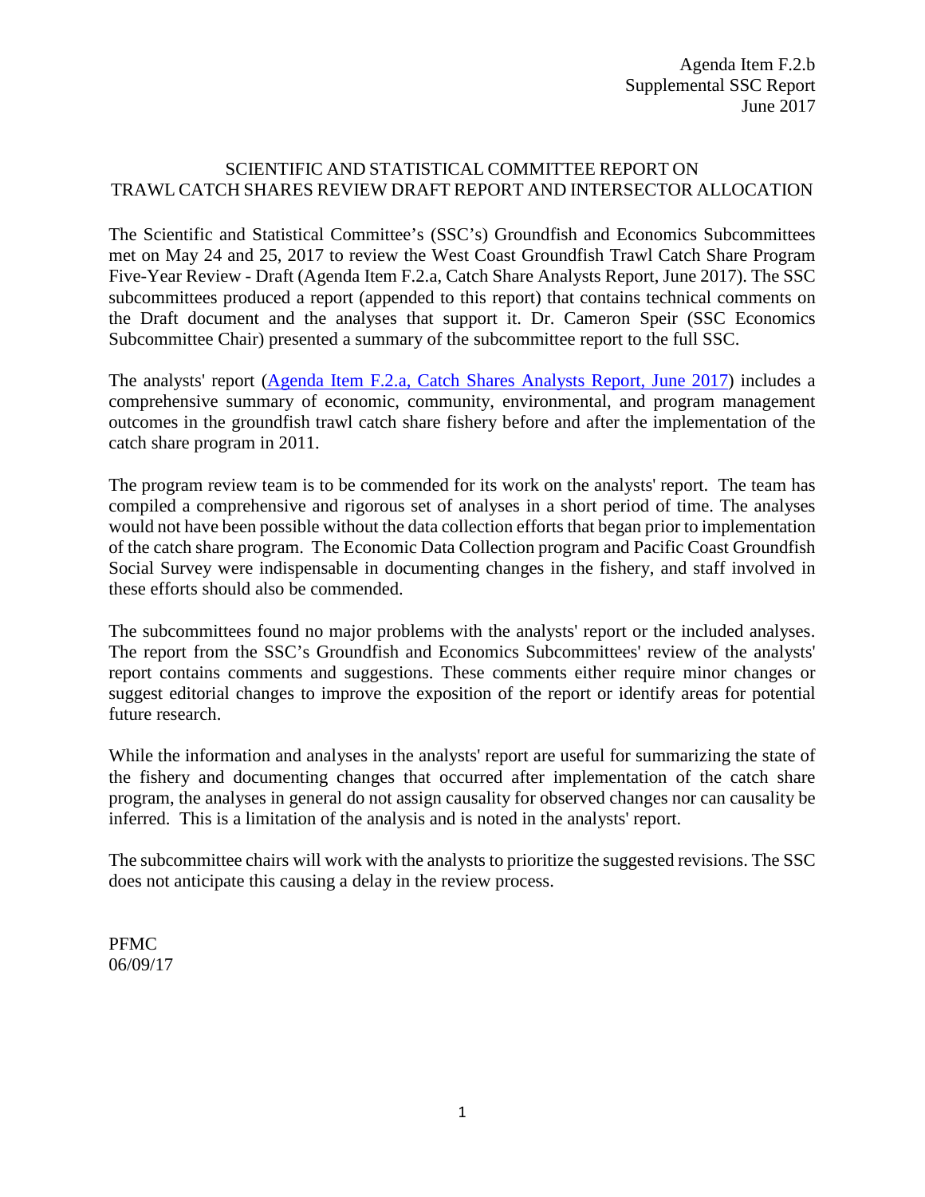Agenda Item F.2.b
Supplemental SSC Report
June 2017

# SCIENTIFIC AND STATISTICAL COMMITTEE REPORT ON TRAWL CATCH SHARES REVIEW DRAFT REPORT AND INTERSECTOR ALLOCATION

The Scientific and Statistical Committee's (SSC's) Groundfish and Economics Subcommittees met on May 24 and 25, 2017 to review the West Coast Groundfish Trawl Catch Share Program Five-Year Review - Draft (Agenda Item F.2.a, Catch Share Analysts Report, June 2017). The SSC subcommittees produced a report (appended to this report) that contains technical comments on the Draft document and the analyses that support it. Dr. Cameron Speir (SSC Economics Subcommittee Chair) presented a summary of the subcommittee report to the full SSC.

The analysts' report (Agenda Item F.2.a, Catch Shares Analysts Report, June 2017) includes a comprehensive summary of economic, community, environmental, and program management outcomes in the groundfish trawl catch share fishery before and after the implementation of the catch share program in 2011.

The program review team is to be commended for its work on the analysts' report. The team has compiled a comprehensive and rigorous set of analyses in a short period of time. The analyses would not have been possible without the data collection efforts that began prior to implementation of the catch share program. The Economic Data Collection program and Pacific Coast Groundfish Social Survey were indispensable in documenting changes in the fishery, and staff involved in these efforts should also be commended.

The subcommittees found no major problems with the analysts' report or the included analyses. The report from the SSC's Groundfish and Economics Subcommittees' review of the analysts' report contains comments and suggestions. These comments either require minor changes or suggest editorial changes to improve the exposition of the report or identify areas for potential future research.

While the information and analyses in the analysts' report are useful for summarizing the state of the fishery and documenting changes that occurred after implementation of the catch share program, the analyses in general do not assign causality for observed changes nor can causality be inferred. This is a limitation of the analysis and is noted in the analysts' report.

The subcommittee chairs will work with the analysts to prioritize the suggested revisions. The SSC does not anticipate this causing a delay in the review process.

PFMC
06/09/17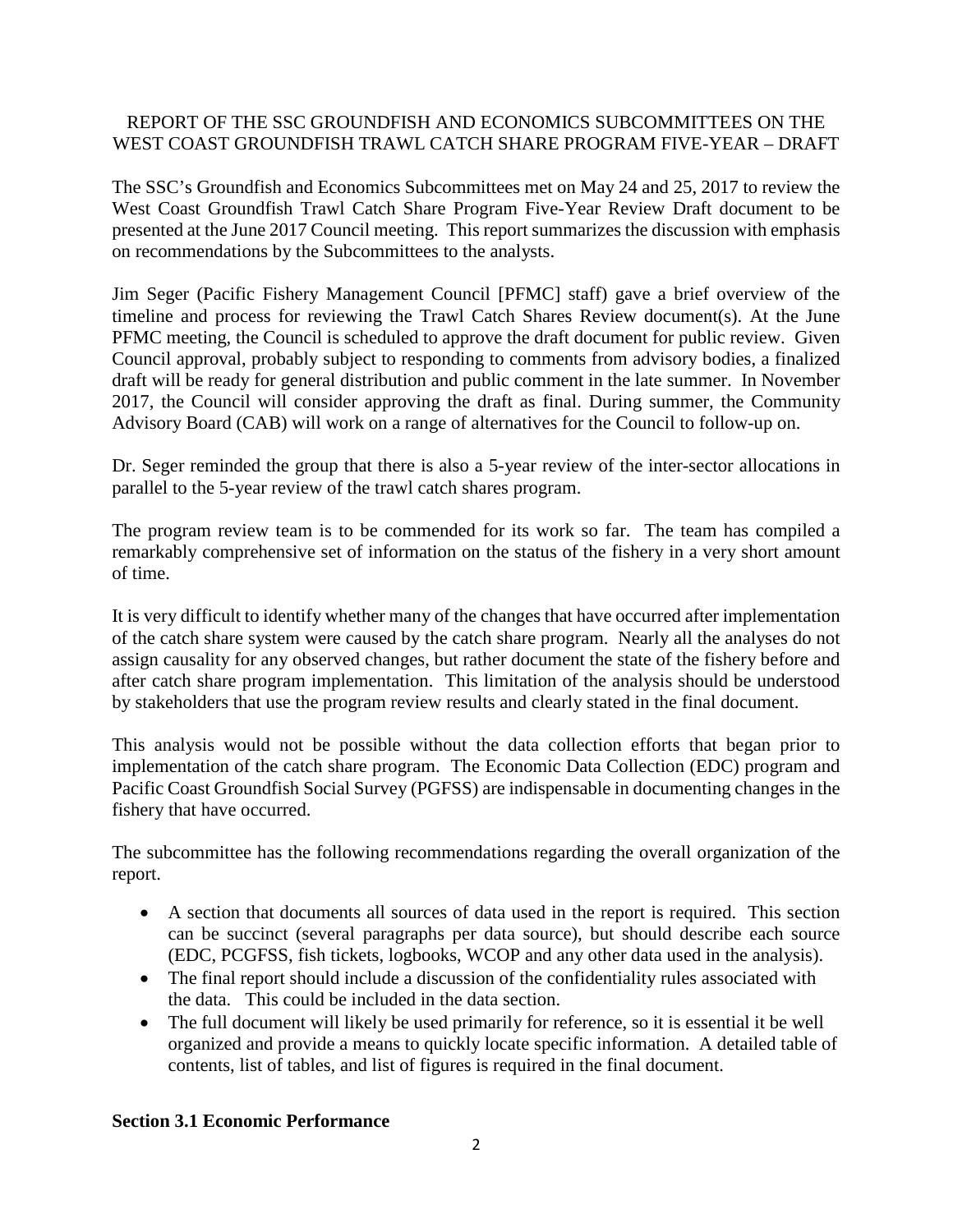REPORT OF THE SSC GROUNDFISH AND ECONOMICS SUBCOMMITTEES ON THE WEST COAST GROUNDFISH TRAWL CATCH SHARE PROGRAM FIVE-YEAR – DRAFT

The SSC's Groundfish and Economics Subcommittees met on May 24 and 25, 2017 to review the West Coast Groundfish Trawl Catch Share Program Five-Year Review Draft document to be presented at the June 2017 Council meeting. This report summarizes the discussion with emphasis on recommendations by the Subcommittees to the analysts.

Jim Seger (Pacific Fishery Management Council [PFMC] staff) gave a brief overview of the timeline and process for reviewing the Trawl Catch Shares Review document(s). At the June PFMC meeting, the Council is scheduled to approve the draft document for public review. Given Council approval, probably subject to responding to comments from advisory bodies, a finalized draft will be ready for general distribution and public comment in the late summer. In November 2017, the Council will consider approving the draft as final. During summer, the Community Advisory Board (CAB) will work on a range of alternatives for the Council to follow-up on.

Dr. Seger reminded the group that there is also a 5-year review of the inter-sector allocations in parallel to the 5-year review of the trawl catch shares program.

The program review team is to be commended for its work so far. The team has compiled a remarkably comprehensive set of information on the status of the fishery in a very short amount of time.

It is very difficult to identify whether many of the changes that have occurred after implementation of the catch share system were caused by the catch share program. Nearly all the analyses do not assign causality for any observed changes, but rather document the state of the fishery before and after catch share program implementation. This limitation of the analysis should be understood by stakeholders that use the program review results and clearly stated in the final document.

This analysis would not be possible without the data collection efforts that began prior to implementation of the catch share program. The Economic Data Collection (EDC) program and Pacific Coast Groundfish Social Survey (PGFSS) are indispensable in documenting changes in the fishery that have occurred.

The subcommittee has the following recommendations regarding the overall organization of the report.

- A section that documents all sources of data used in the report is required. This section can be succinct (several paragraphs per data source), but should describe each source (EDC, PCGFSS, fish tickets, logbooks, WCOP and any other data used in the analysis).
- The final report should include a discussion of the confidentiality rules associated with the data. This could be included in the data section.
- The full document will likely be used primarily for reference, so it is essential it be well organized and provide a means to quickly locate specific information. A detailed table of contents, list of tables, and list of figures is required in the final document.

**Section 3.1 Economic Performance**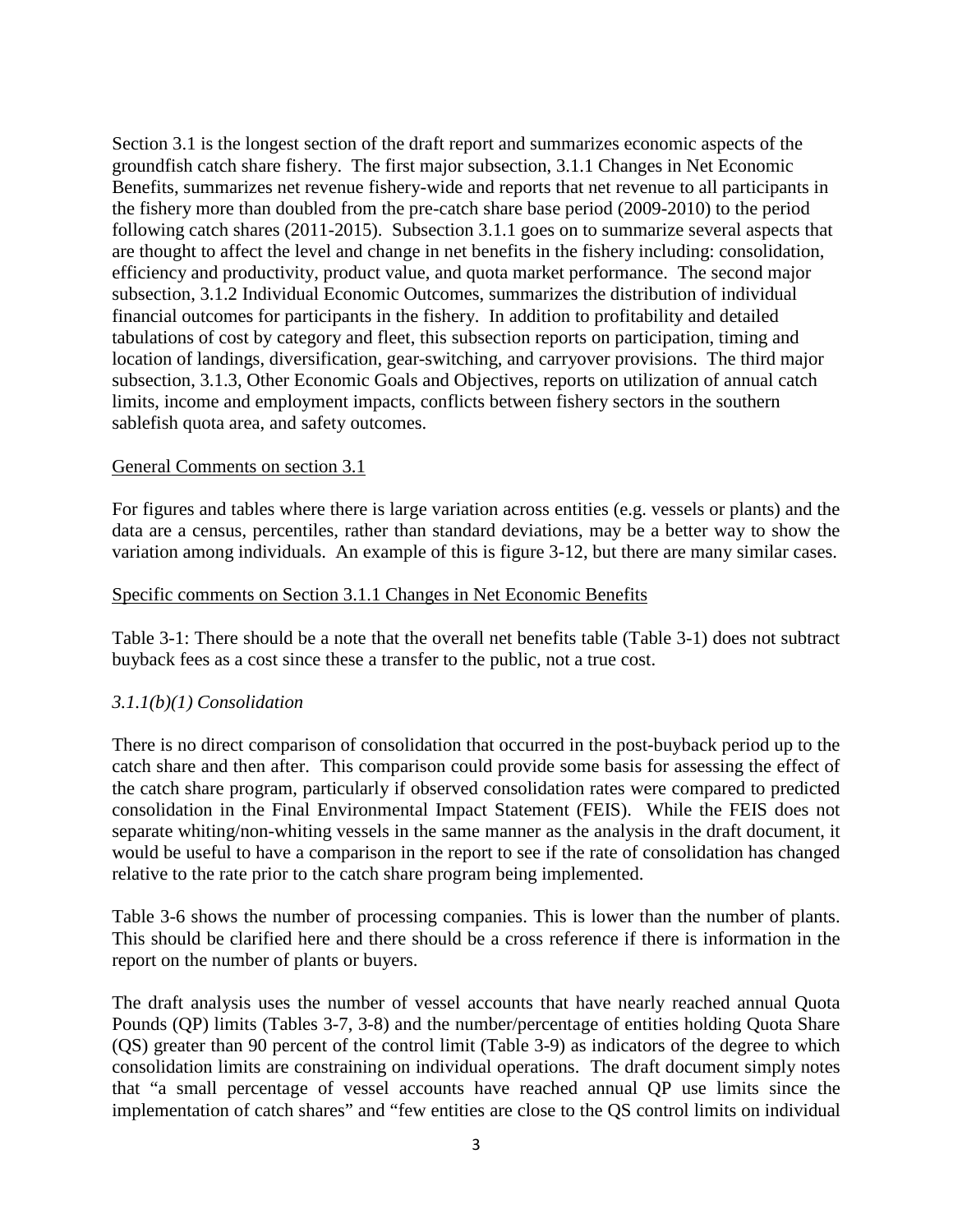Section 3.1 is the longest section of the draft report and summarizes economic aspects of the groundfish catch share fishery. The first major subsection, 3.1.1 Changes in Net Economic Benefits, summarizes net revenue fishery-wide and reports that net revenue to all participants in the fishery more than doubled from the pre-catch share base period (2009-2010) to the period following catch shares (2011-2015). Subsection 3.1.1 goes on to summarize several aspects that are thought to affect the level and change in net benefits in the fishery including: consolidation, efficiency and productivity, product value, and quota market performance. The second major subsection, 3.1.2 Individual Economic Outcomes, summarizes the distribution of individual financial outcomes for participants in the fishery. In addition to profitability and detailed tabulations of cost by category and fleet, this subsection reports on participation, timing and location of landings, diversification, gear-switching, and carryover provisions. The third major subsection, 3.1.3, Other Economic Goals and Objectives, reports on utilization of annual catch limits, income and employment impacts, conflicts between fishery sectors in the southern sablefish quota area, and safety outcomes.

<u>General Comments on section 3.1</u>

For figures and tables where there is large variation across entities (e.g. vessels or plants) and the data are a census, percentiles, rather than standard deviations, may be a better way to show the variation among individuals. An example of this is figure 3-12, but there are many similar cases.

<u>Specific comments on Section 3.1.1 Changes in Net Economic Benefits</u>

Table 3-1: There should be a note that the overall net benefits table (Table 3-1) does not subtract buyback fees as a cost since these a transfer to the public, not a true cost.

*3.1.1(b)(1) Consolidation*

There is no direct comparison of consolidation that occurred in the post-buyback period up to the catch share and then after. This comparison could provide some basis for assessing the effect of the catch share program, particularly if observed consolidation rates were compared to predicted consolidation in the Final Environmental Impact Statement (FEIS). While the FEIS does not separate whiting/non-whiting vessels in the same manner as the analysis in the draft document, it would be useful to have a comparison in the report to see if the rate of consolidation has changed relative to the rate prior to the catch share program being implemented.

Table 3-6 shows the number of processing companies. This is lower than the number of plants. This should be clarified here and there should be a cross reference if there is information in the report on the number of plants or buyers.

The draft analysis uses the number of vessel accounts that have nearly reached annual Quota Pounds (QP) limits (Tables 3-7, 3-8) and the number/percentage of entities holding Quota Share (QS) greater than 90 percent of the control limit (Table 3-9) as indicators of the degree to which consolidation limits are constraining on individual operations. The draft document simply notes that "a small percentage of vessel accounts have reached annual QP use limits since the implementation of catch shares" and "few entities are close to the QS control limits on individual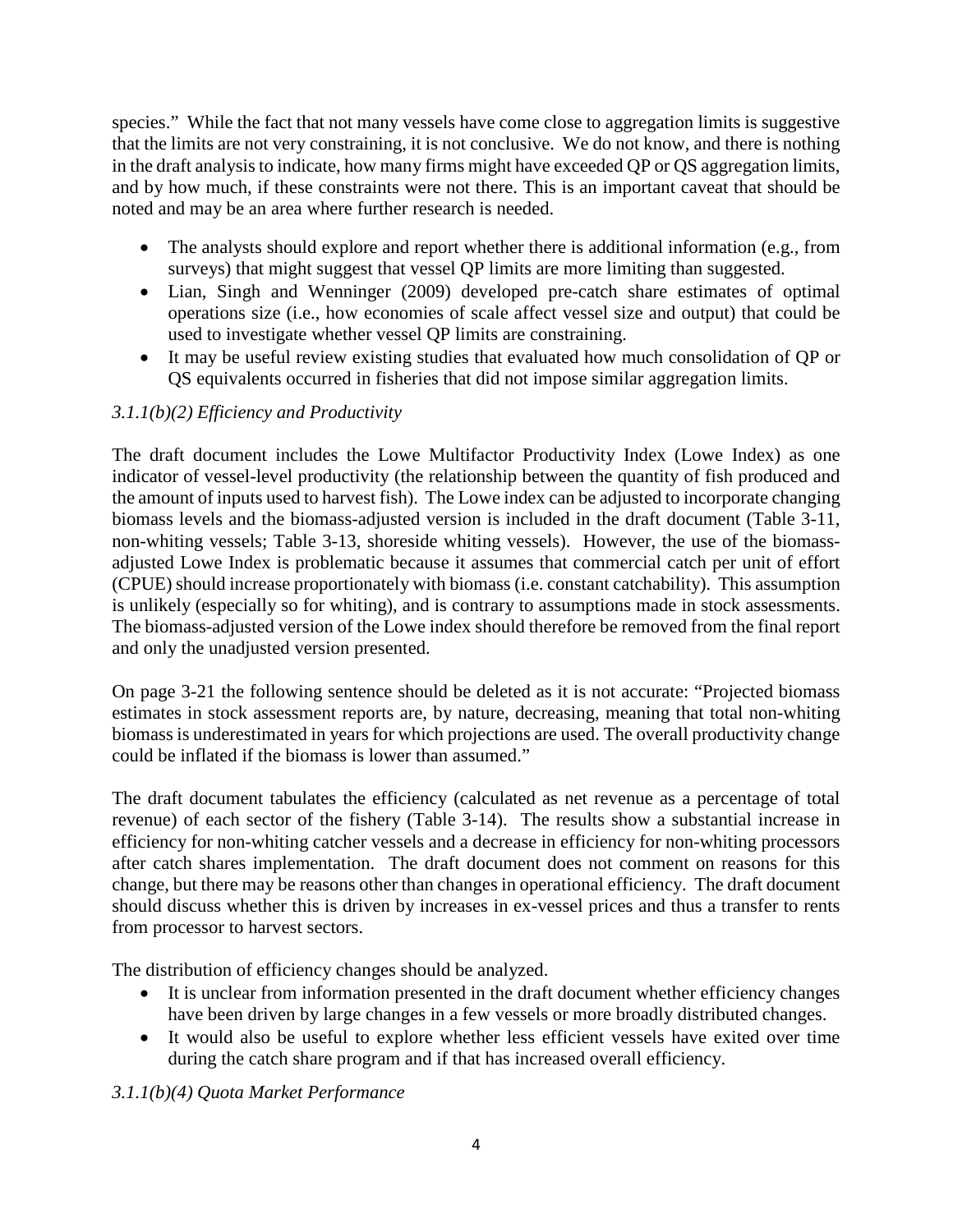species." While the fact that not many vessels have come close to aggregation limits is suggestive that the limits are not very constraining, it is not conclusive. We do not know, and there is nothing in the draft analysis to indicate, how many firms might have exceeded QP or QS aggregation limits, and by how much, if these constraints were not there. This is an important caveat that should be noted and may be an area where further research is needed.

- The analysts should explore and report whether there is additional information (e.g., from surveys) that might suggest that vessel QP limits are more limiting than suggested.
- Lian, Singh and Wenninger (2009) developed pre-catch share estimates of optimal operations size (i.e., how economies of scale affect vessel size and output) that could be used to investigate whether vessel QP limits are constraining.
- It may be useful review existing studies that evaluated how much consolidation of QP or QS equivalents occurred in fisheries that did not impose similar aggregation limits.

### *3.1.1(b)(2) Efficiency and Productivity*

The draft document includes the Lowe Multifactor Productivity Index (Lowe Index) as one indicator of vessel-level productivity (the relationship between the quantity of fish produced and the amount of inputs used to harvest fish). The Lowe index can be adjusted to incorporate changing biomass levels and the biomass-adjusted version is included in the draft document (Table 3-11, non-whiting vessels; Table 3-13, shoreside whiting vessels). However, the use of the biomass-adjusted Lowe Index is problematic because it assumes that commercial catch per unit of effort (CPUE) should increase proportionately with biomass (i.e. constant catchability). This assumption is unlikely (especially so for whiting), and is contrary to assumptions made in stock assessments. The biomass-adjusted version of the Lowe index should therefore be removed from the final report and only the unadjusted version presented.

On page 3-21 the following sentence should be deleted as it is not accurate: "Projected biomass estimates in stock assessment reports are, by nature, decreasing, meaning that total non-whiting biomass is underestimated in years for which projections are used. The overall productivity change could be inflated if the biomass is lower than assumed."

The draft document tabulates the efficiency (calculated as net revenue as a percentage of total revenue) of each sector of the fishery (Table 3-14). The results show a substantial increase in efficiency for non-whiting catcher vessels and a decrease in efficiency for non-whiting processors after catch shares implementation. The draft document does not comment on reasons for this change, but there may be reasons other than changes in operational efficiency. The draft document should discuss whether this is driven by increases in ex-vessel prices and thus a transfer to rents from processor to harvest sectors.

The distribution of efficiency changes should be analyzed.

- It is unclear from information presented in the draft document whether efficiency changes have been driven by large changes in a few vessels or more broadly distributed changes.
- It would also be useful to explore whether less efficient vessels have exited over time during the catch share program and if that has increased overall efficiency.

### *3.1.1(b)(4) Quota Market Performance*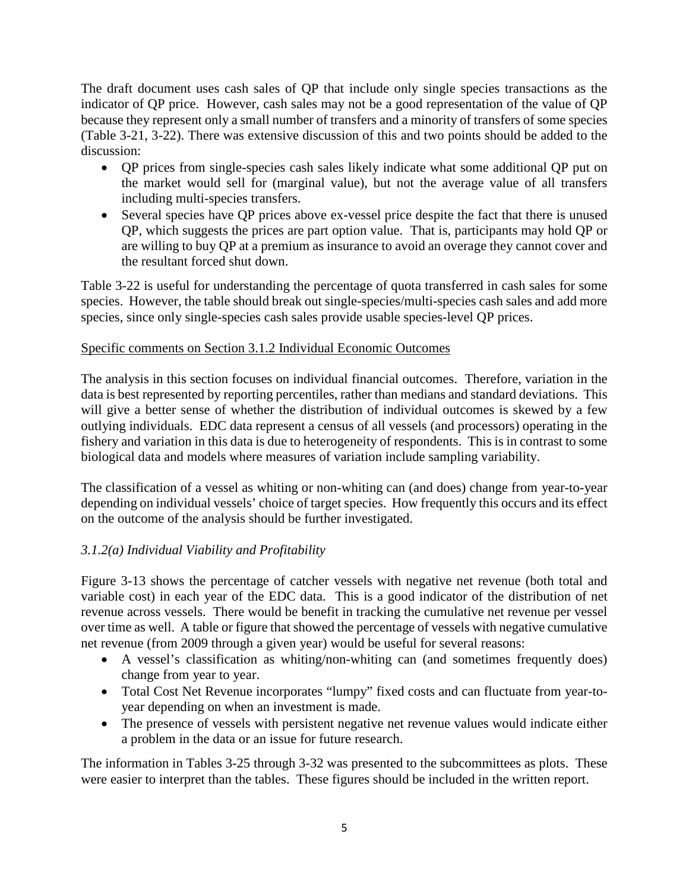The draft document uses cash sales of QP that include only single species transactions as the indicator of QP price. However, cash sales may not be a good representation of the value of QP because they represent only a small number of transfers and a minority of transfers of some species (Table 3-21, 3-22). There was extensive discussion of this and two points should be added to the discussion:

- QP prices from single-species cash sales likely indicate what some additional QP put on the market would sell for (marginal value), but not the average value of all transfers including multi-species transfers.
- Several species have QP prices above ex-vessel price despite the fact that there is unused QP, which suggests the prices are part option value. That is, participants may hold QP or are willing to buy QP at a premium as insurance to avoid an overage they cannot cover and the resultant forced shut down.

Table 3-22 is useful for understanding the percentage of quota transferred in cash sales for some species. However, the table should break out single-species/multi-species cash sales and add more species, since only single-species cash sales provide usable species-level QP prices.

<u>Specific comments on Section 3.1.2 Individual Economic Outcomes</u>

The analysis in this section focuses on individual financial outcomes. Therefore, variation in the data is best represented by reporting percentiles, rather than medians and standard deviations. This will give a better sense of whether the distribution of individual outcomes is skewed by a few outlying individuals. EDC data represent a census of all vessels (and processors) operating in the fishery and variation in this data is due to heterogeneity of respondents. This is in contrast to some biological data and models where measures of variation include sampling variability.

The classification of a vessel as whiting or non-whiting can (and does) change from year-to-year depending on individual vessels' choice of target species. How frequently this occurs and its effect on the outcome of the analysis should be further investigated.

### *3.1.2(a) Individual Viability and Profitability*

Figure 3-13 shows the percentage of catcher vessels with negative net revenue (both total and variable cost) in each year of the EDC data. This is a good indicator of the distribution of net revenue across vessels. There would be benefit in tracking the cumulative net revenue per vessel over time as well. A table or figure that showed the percentage of vessels with negative cumulative net revenue (from 2009 through a given year) would be useful for several reasons:

- A vessel's classification as whiting/non-whiting can (and sometimes frequently does) change from year to year.
- Total Cost Net Revenue incorporates "lumpy" fixed costs and can fluctuate from year-to-year depending on when an investment is made.
- The presence of vessels with persistent negative net revenue values would indicate either a problem in the data or an issue for future research.

The information in Tables 3-25 through 3-32 was presented to the subcommittees as plots. These were easier to interpret than the tables. These figures should be included in the written report.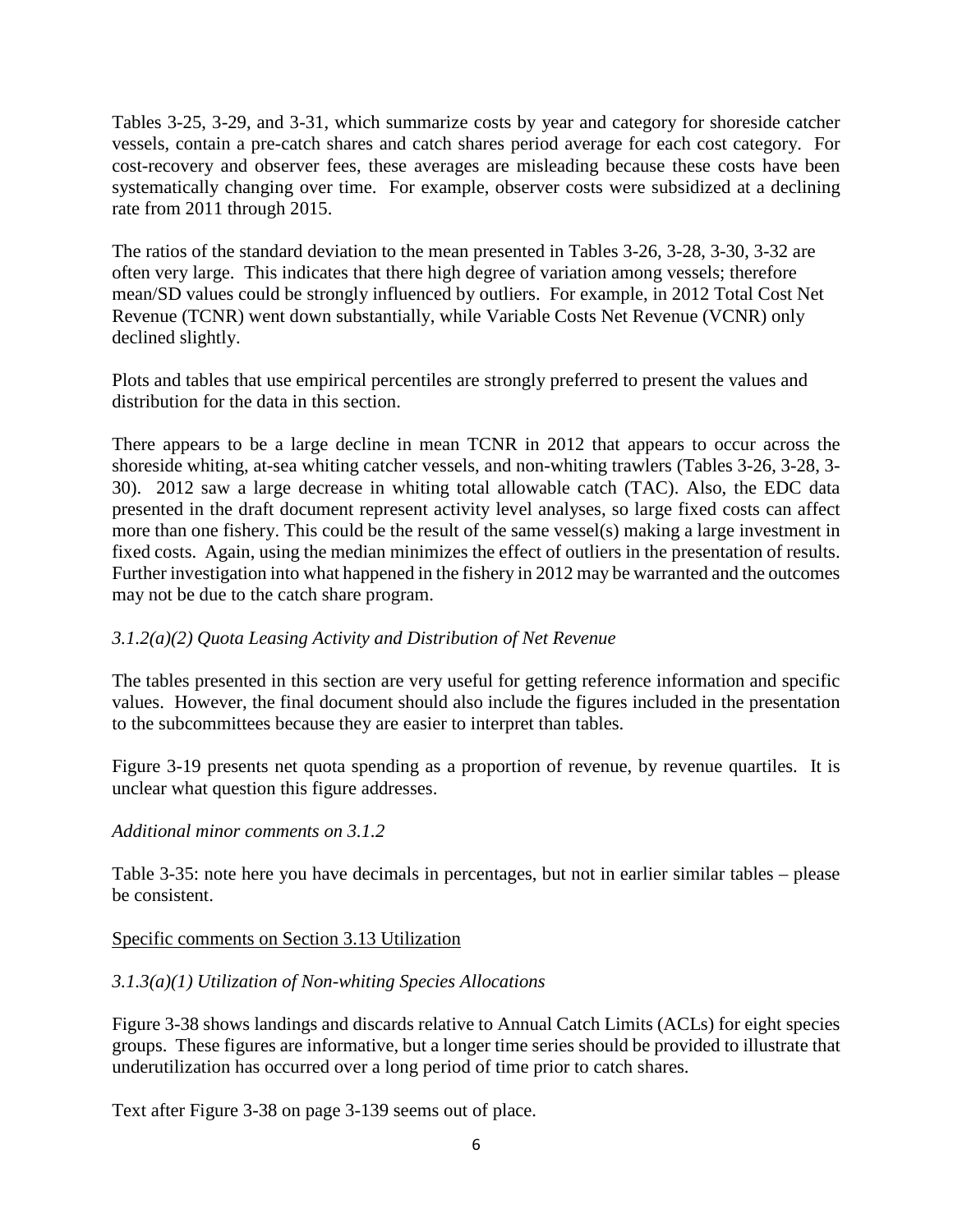Tables 3-25, 3-29, and 3-31, which summarize costs by year and category for shoreside catcher vessels, contain a pre-catch shares and catch shares period average for each cost category. For cost-recovery and observer fees, these averages are misleading because these costs have been systematically changing over time. For example, observer costs were subsidized at a declining rate from 2011 through 2015.

The ratios of the standard deviation to the mean presented in Tables 3-26, 3-28, 3-30, 3-32 are often very large. This indicates that there high degree of variation among vessels; therefore mean/SD values could be strongly influenced by outliers. For example, in 2012 Total Cost Net Revenue (TCNR) went down substantially, while Variable Costs Net Revenue (VCNR) only declined slightly.

Plots and tables that use empirical percentiles are strongly preferred to present the values and distribution for the data in this section.

There appears to be a large decline in mean TCNR in 2012 that appears to occur across the shoreside whiting, at-sea whiting catcher vessels, and non-whiting trawlers (Tables 3-26, 3-28, 3-30). 2012 saw a large decrease in whiting total allowable catch (TAC). Also, the EDC data presented in the draft document represent activity level analyses, so large fixed costs can affect more than one fishery. This could be the result of the same vessel(s) making a large investment in fixed costs. Again, using the median minimizes the effect of outliers in the presentation of results. Further investigation into what happened in the fishery in 2012 may be warranted and the outcomes may not be due to the catch share program.

*3.1.2(a)(2) Quota Leasing Activity and Distribution of Net Revenue*

The tables presented in this section are very useful for getting reference information and specific values. However, the final document should also include the figures included in the presentation to the subcommittees because they are easier to interpret than tables.

Figure 3-19 presents net quota spending as a proportion of revenue, by revenue quartiles. It is unclear what question this figure addresses.

*Additional minor comments on 3.1.2*

Table 3-35: note here you have decimals in percentages, but not in earlier similar tables – please be consistent.

<u>Specific comments on Section 3.13 Utilization</u>

*3.1.3(a)(1) Utilization of Non-whiting Species Allocations*

Figure 3-38 shows landings and discards relative to Annual Catch Limits (ACLs) for eight species groups. These figures are informative, but a longer time series should be provided to illustrate that underutilization has occurred over a long period of time prior to catch shares.

Text after Figure 3-38 on page 3-139 seems out of place.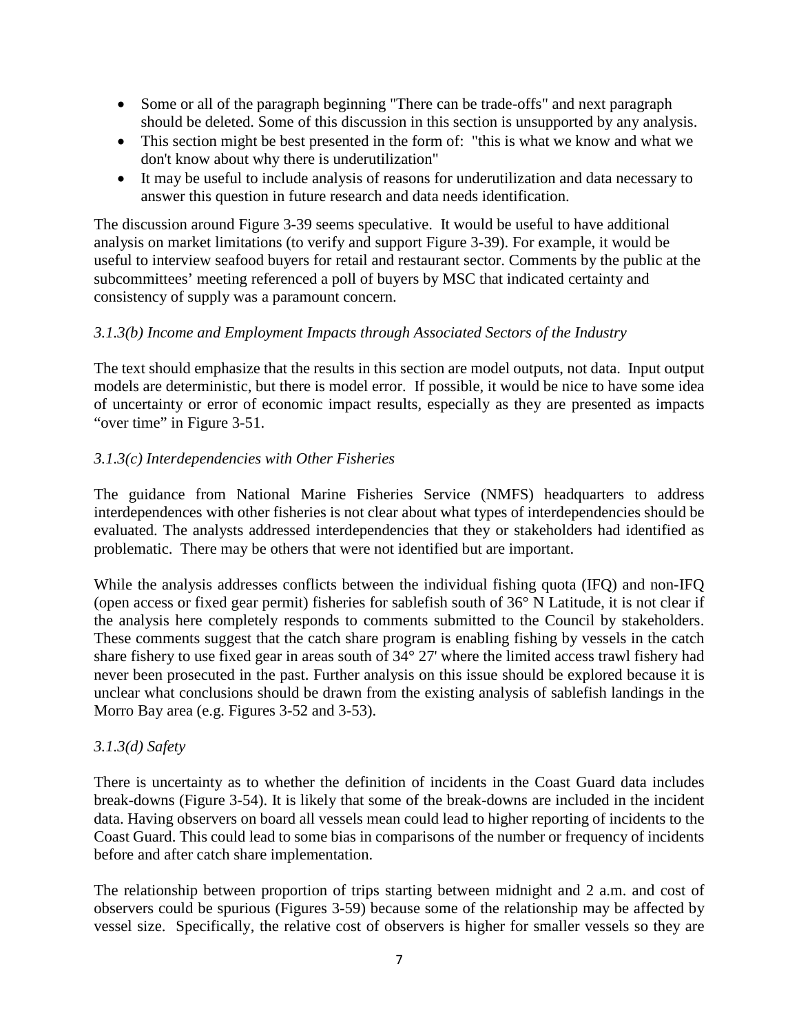- Some or all of the paragraph beginning "There can be trade-offs" and next paragraph should be deleted. Some of this discussion in this section is unsupported by any analysis.
- This section might be best presented in the form of: "this is what we know and what we don't know about why there is underutilization"
- It may be useful to include analysis of reasons for underutilization and data necessary to answer this question in future research and data needs identification.

The discussion around Figure 3-39 seems speculative. It would be useful to have additional analysis on market limitations (to verify and support Figure 3-39). For example, it would be useful to interview seafood buyers for retail and restaurant sector. Comments by the public at the subcommittees' meeting referenced a poll of buyers by MSC that indicated certainty and consistency of supply was a paramount concern.

*3.1.3(b) Income and Employment Impacts through Associated Sectors of the Industry*

The text should emphasize that the results in this section are model outputs, not data. Input output models are deterministic, but there is model error. If possible, it would be nice to have some idea of uncertainty or error of economic impact results, especially as they are presented as impacts "over time" in Figure 3-51.

*3.1.3(c) Interdependencies with Other Fisheries*

The guidance from National Marine Fisheries Service (NMFS) headquarters to address interdependences with other fisheries is not clear about what types of interdependencies should be evaluated. The analysts addressed interdependencies that they or stakeholders had identified as problematic. There may be others that were not identified but are important.

While the analysis addresses conflicts between the individual fishing quota (IFQ) and non-IFQ (open access or fixed gear permit) fisheries for sablefish south of 36° N Latitude, it is not clear if the analysis here completely responds to comments submitted to the Council by stakeholders. These comments suggest that the catch share program is enabling fishing by vessels in the catch share fishery to use fixed gear in areas south of 34° 27' where the limited access trawl fishery had never been prosecuted in the past. Further analysis on this issue should be explored because it is unclear what conclusions should be drawn from the existing analysis of sablefish landings in the Morro Bay area (e.g. Figures 3-52 and 3-53).

*3.1.3(d) Safety*

There is uncertainty as to whether the definition of incidents in the Coast Guard data includes break-downs (Figure 3-54). It is likely that some of the break-downs are included in the incident data. Having observers on board all vessels mean could lead to higher reporting of incidents to the Coast Guard. This could lead to some bias in comparisons of the number or frequency of incidents before and after catch share implementation.

The relationship between proportion of trips starting between midnight and 2 a.m. and cost of observers could be spurious (Figures 3-59) because some of the relationship may be affected by vessel size. Specifically, the relative cost of observers is higher for smaller vessels so they are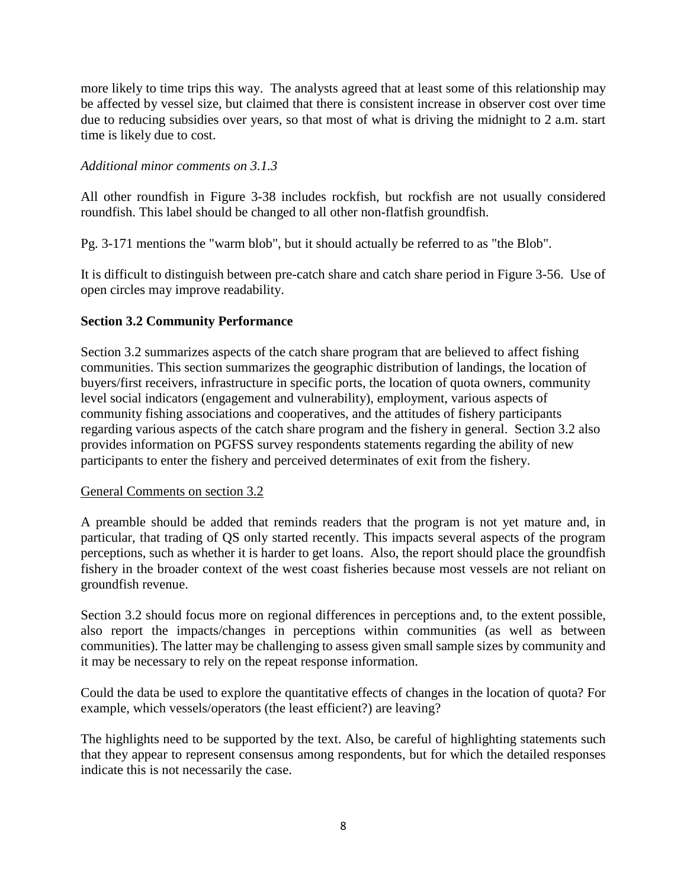more likely to time trips this way. The analysts agreed that at least some of this relationship may be affected by vessel size, but claimed that there is consistent increase in observer cost over time due to reducing subsidies over years, so that most of what is driving the midnight to 2 a.m. start time is likely due to cost.

*Additional minor comments on 3.1.3*

All other roundfish in Figure 3-38 includes rockfish, but rockfish are not usually considered roundfish. This label should be changed to all other non-flatfish groundfish.

Pg. 3-171 mentions the "warm blob", but it should actually be referred to as "the Blob".

It is difficult to distinguish between pre-catch share and catch share period in Figure 3-56. Use of open circles may improve readability.

**Section 3.2 Community Performance**

Section 3.2 summarizes aspects of the catch share program that are believed to affect fishing communities. This section summarizes the geographic distribution of landings, the location of buyers/first receivers, infrastructure in specific ports, the location of quota owners, community level social indicators (engagement and vulnerability), employment, various aspects of community fishing associations and cooperatives, and the attitudes of fishery participants regarding various aspects of the catch share program and the fishery in general. Section 3.2 also provides information on PGFSS survey respondents statements regarding the ability of new participants to enter the fishery and perceived determinates of exit from the fishery.

<u>General Comments on section 3.2</u>

A preamble should be added that reminds readers that the program is not yet mature and, in particular, that trading of QS only started recently. This impacts several aspects of the program perceptions, such as whether it is harder to get loans. Also, the report should place the groundfish fishery in the broader context of the west coast fisheries because most vessels are not reliant on groundfish revenue.

Section 3.2 should focus more on regional differences in perceptions and, to the extent possible, also report the impacts/changes in perceptions within communities (as well as between communities). The latter may be challenging to assess given small sample sizes by community and it may be necessary to rely on the repeat response information.

Could the data be used to explore the quantitative effects of changes in the location of quota? For example, which vessels/operators (the least efficient?) are leaving?

The highlights need to be supported by the text. Also, be careful of highlighting statements such that they appear to represent consensus among respondents, but for which the detailed responses indicate this is not necessarily the case.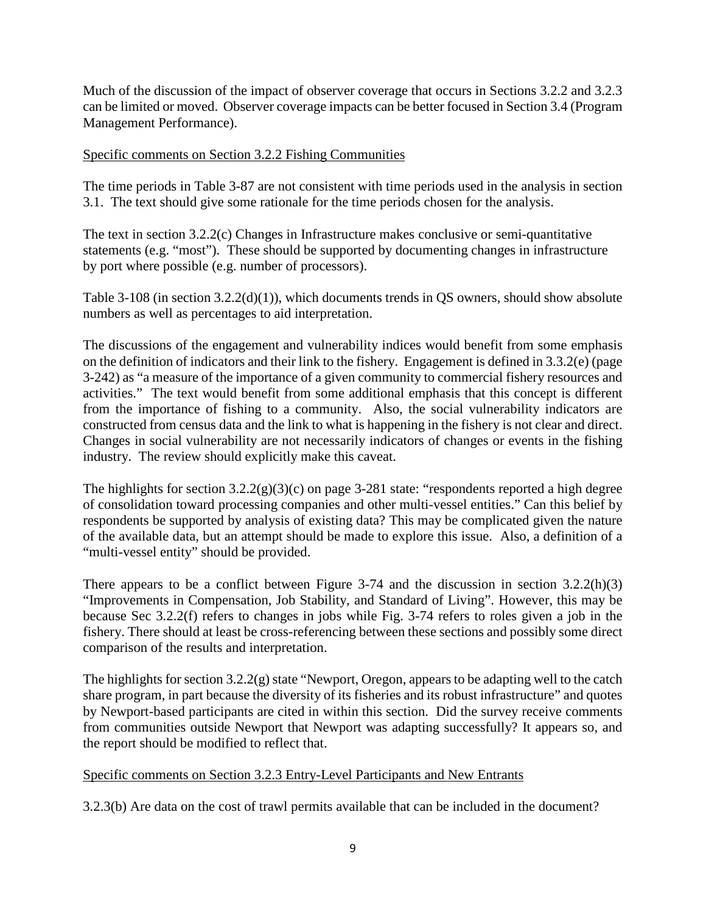Much of the discussion of the impact of observer coverage that occurs in Sections 3.2.2 and 3.2.3 can be limited or moved. Observer coverage impacts can be better focused in Section 3.4 (Program Management Performance).

<u>Specific comments on Section 3.2.2 Fishing Communities</u>

The time periods in Table 3-87 are not consistent with time periods used in the analysis in section 3.1. The text should give some rationale for the time periods chosen for the analysis.

The text in section 3.2.2(c) Changes in Infrastructure makes conclusive or semi-quantitative statements (e.g. "most"). These should be supported by documenting changes in infrastructure by port where possible (e.g. number of processors).

Table 3-108 (in section 3.2.2(d)(1)), which documents trends in QS owners, should show absolute numbers as well as percentages to aid interpretation.

The discussions of the engagement and vulnerability indices would benefit from some emphasis on the definition of indicators and their link to the fishery. Engagement is defined in 3.3.2(e) (page 3-242) as "a measure of the importance of a given community to commercial fishery resources and activities." The text would benefit from some additional emphasis that this concept is different from the importance of fishing to a community. Also, the social vulnerability indicators are constructed from census data and the link to what is happening in the fishery is not clear and direct. Changes in social vulnerability are not necessarily indicators of changes or events in the fishing industry. The review should explicitly make this caveat.

The highlights for section 3.2.2(g)(3)(c) on page 3-281 state: "respondents reported a high degree of consolidation toward processing companies and other multi-vessel entities." Can this belief by respondents be supported by analysis of existing data? This may be complicated given the nature of the available data, but an attempt should be made to explore this issue. Also, a definition of a "multi-vessel entity" should be provided.

There appears to be a conflict between Figure 3-74 and the discussion in section 3.2.2(h)(3) "Improvements in Compensation, Job Stability, and Standard of Living". However, this may be because Sec 3.2.2(f) refers to changes in jobs while Fig. 3-74 refers to roles given a job in the fishery. There should at least be cross-referencing between these sections and possibly some direct comparison of the results and interpretation.

The highlights for section 3.2.2(g) state "Newport, Oregon, appears to be adapting well to the catch share program, in part because the diversity of its fisheries and its robust infrastructure" and quotes by Newport-based participants are cited in within this section. Did the survey receive comments from communities outside Newport that Newport was adapting successfully? It appears so, and the report should be modified to reflect that.

<u>Specific comments on Section 3.2.3 Entry-Level Participants and New Entrants</u>

3.2.3(b) Are data on the cost of trawl permits available that can be included in the document?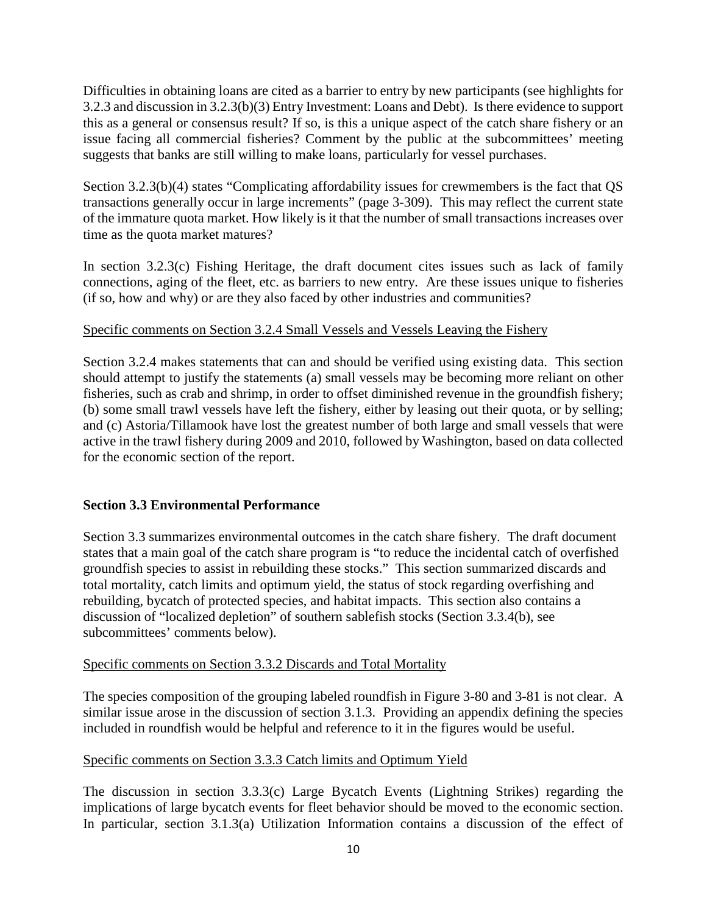Difficulties in obtaining loans are cited as a barrier to entry by new participants (see highlights for 3.2.3 and discussion in 3.2.3(b)(3) Entry Investment: Loans and Debt). Is there evidence to support this as a general or consensus result? If so, is this a unique aspect of the catch share fishery or an issue facing all commercial fisheries? Comment by the public at the subcommittees' meeting suggests that banks are still willing to make loans, particularly for vessel purchases.

Section 3.2.3(b)(4) states "Complicating affordability issues for crewmembers is the fact that QS transactions generally occur in large increments" (page 3-309). This may reflect the current state of the immature quota market. How likely is it that the number of small transactions increases over time as the quota market matures?

In section 3.2.3(c) Fishing Heritage, the draft document cites issues such as lack of family connections, aging of the fleet, etc. as barriers to new entry. Are these issues unique to fisheries (if so, how and why) or are they also faced by other industries and communities?

<u>Specific comments on Section 3.2.4 Small Vessels and Vessels Leaving the Fishery</u>

Section 3.2.4 makes statements that can and should be verified using existing data. This section should attempt to justify the statements (a) small vessels may be becoming more reliant on other fisheries, such as crab and shrimp, in order to offset diminished revenue in the groundfish fishery; (b) some small trawl vessels have left the fishery, either by leasing out their quota, or by selling; and (c) Astoria/Tillamook have lost the greatest number of both large and small vessels that were active in the trawl fishery during 2009 and 2010, followed by Washington, based on data collected for the economic section of the report.

## Section 3.3 Environmental Performance

Section 3.3 summarizes environmental outcomes in the catch share fishery. The draft document states that a main goal of the catch share program is "to reduce the incidental catch of overfished groundfish species to assist in rebuilding these stocks." This section summarized discards and total mortality, catch limits and optimum yield, the status of stock regarding overfishing and rebuilding, bycatch of protected species, and habitat impacts. This section also contains a discussion of "localized depletion" of southern sablefish stocks (Section 3.3.4(b), see subcommittees' comments below).

<u>Specific comments on Section 3.3.2 Discards and Total Mortality</u>

The species composition of the grouping labeled roundfish in Figure 3-80 and 3-81 is not clear. A similar issue arose in the discussion of section 3.1.3. Providing an appendix defining the species included in roundfish would be helpful and reference to it in the figures would be useful.

<u>Specific comments on Section 3.3.3 Catch limits and Optimum Yield</u>

The discussion in section 3.3.3(c) Large Bycatch Events (Lightning Strikes) regarding the implications of large bycatch events for fleet behavior should be moved to the economic section. In particular, section 3.1.3(a) Utilization Information contains a discussion of the effect of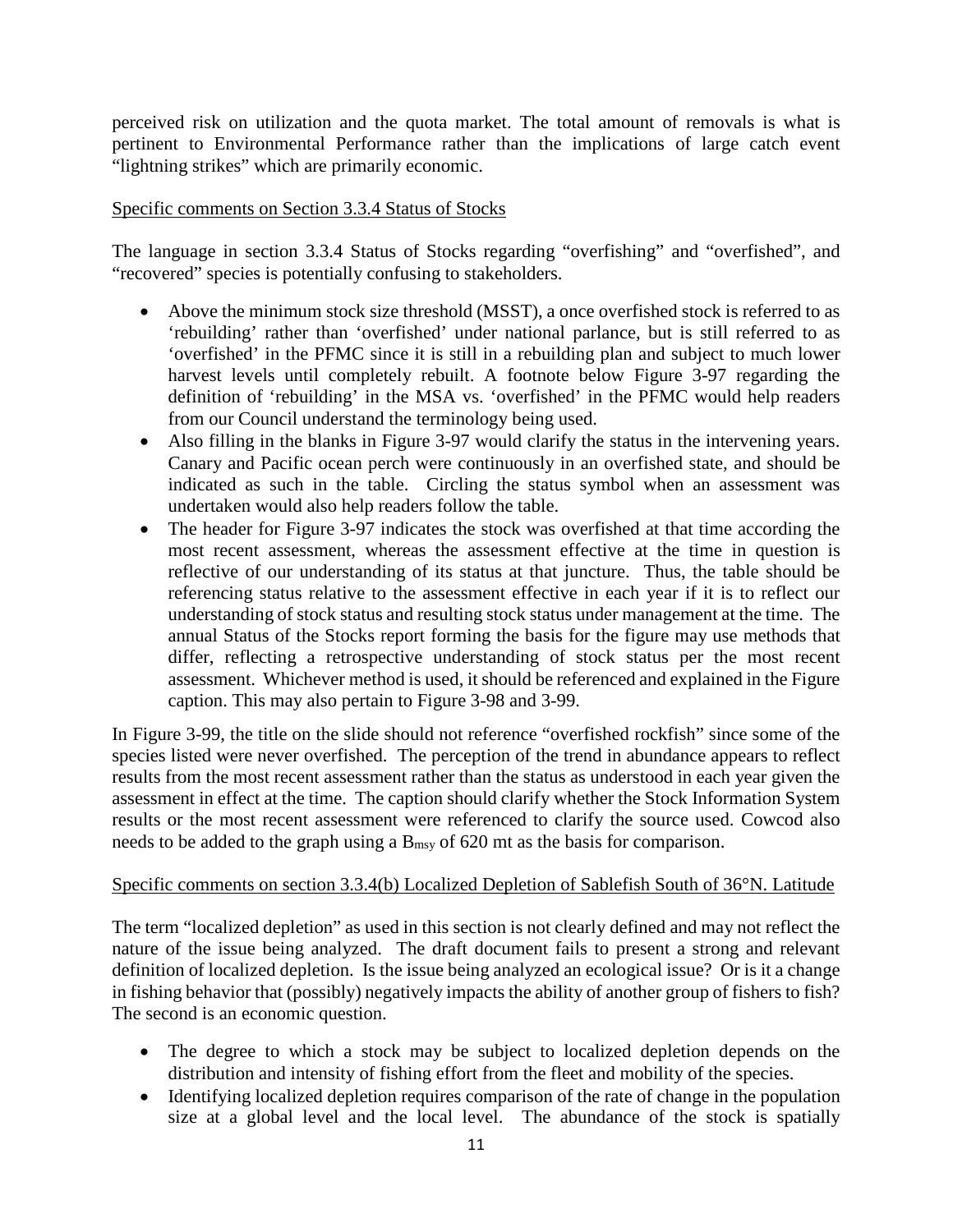perceived risk on utilization and the quota market. The total amount of removals is what is pertinent to Environmental Performance rather than the implications of large catch event "lightning strikes" which are primarily economic.

<u>Specific comments on Section 3.3.4 Status of Stocks</u>

The language in section 3.3.4 Status of Stocks regarding "overfishing" and "overfished", and "recovered" species is potentially confusing to stakeholders.

- Above the minimum stock size threshold (MSST), a once overfished stock is referred to as 'rebuilding' rather than 'overfished' under national parlance, but is still referred to as 'overfished' in the PFMC since it is still in a rebuilding plan and subject to much lower harvest levels until completely rebuilt. A footnote below Figure 3-97 regarding the definition of 'rebuilding' in the MSA vs. 'overfished' in the PFMC would help readers from our Council understand the terminology being used.
- Also filling in the blanks in Figure 3-97 would clarify the status in the intervening years. Canary and Pacific ocean perch were continuously in an overfished state, and should be indicated as such in the table. Circling the status symbol when an assessment was undertaken would also help readers follow the table.
- The header for Figure 3-97 indicates the stock was overfished at that time according the most recent assessment, whereas the assessment effective at the time in question is reflective of our understanding of its status at that juncture. Thus, the table should be referencing status relative to the assessment effective in each year if it is to reflect our understanding of stock status and resulting stock status under management at the time. The annual Status of the Stocks report forming the basis for the figure may use methods that differ, reflecting a retrospective understanding of stock status per the most recent assessment. Whichever method is used, it should be referenced and explained in the Figure caption. This may also pertain to Figure 3-98 and 3-99.

In Figure 3-99, the title on the slide should not reference "overfished rockfish" since some of the species listed were never overfished. The perception of the trend in abundance appears to reflect results from the most recent assessment rather than the status as understood in each year given the assessment in effect at the time. The caption should clarify whether the Stock Information System results or the most recent assessment were referenced to clarify the source used. Cowcod also needs to be added to the graph using a $B_{msy}$ of 620 mt as the basis for comparison.

<u>Specific comments on section 3.3.4(b) Localized Depletion of Sablefish South of 36°N. Latitude</u>

The term "localized depletion" as used in this section is not clearly defined and may not reflect the nature of the issue being analyzed. The draft document fails to present a strong and relevant definition of localized depletion. Is the issue being analyzed an ecological issue? Or is it a change in fishing behavior that (possibly) negatively impacts the ability of another group of fishers to fish? The second is an economic question.

- The degree to which a stock may be subject to localized depletion depends on the distribution and intensity of fishing effort from the fleet and mobility of the species.
- Identifying localized depletion requires comparison of the rate of change in the population size at a global level and the local level. The abundance of the stock is spatially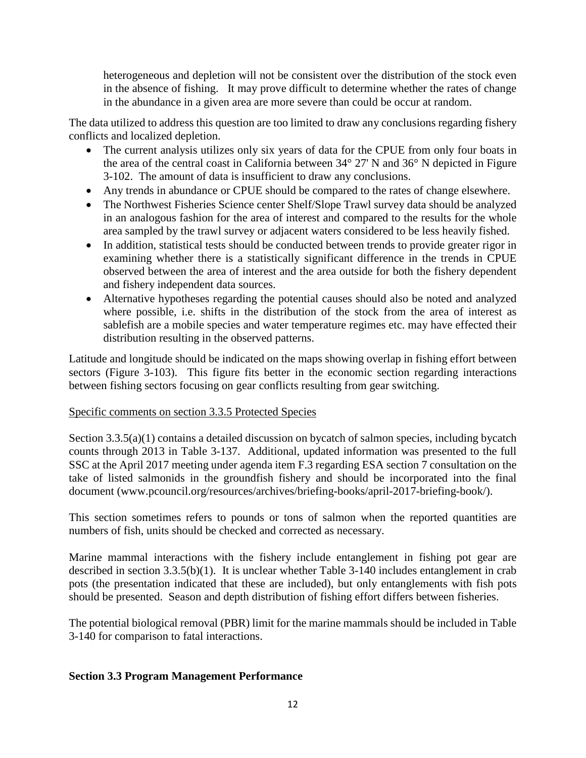heterogeneous and depletion will not be consistent over the distribution of the stock even in the absence of fishing. It may prove difficult to determine whether the rates of change in the abundance in a given area are more severe than could be occur at random.

The data utilized to address this question are too limited to draw any conclusions regarding fishery conflicts and localized depletion.

- The current analysis utilizes only six years of data for the CPUE from only four boats in the area of the central coast in California between 34° 27' N and 36° N depicted in Figure 3-102. The amount of data is insufficient to draw any conclusions.
- Any trends in abundance or CPUE should be compared to the rates of change elsewhere.
- The Northwest Fisheries Science center Shelf/Slope Trawl survey data should be analyzed in an analogous fashion for the area of interest and compared to the results for the whole area sampled by the trawl survey or adjacent waters considered to be less heavily fished.
- In addition, statistical tests should be conducted between trends to provide greater rigor in examining whether there is a statistically significant difference in the trends in CPUE observed between the area of interest and the area outside for both the fishery dependent and fishery independent data sources.
- Alternative hypotheses regarding the potential causes should also be noted and analyzed where possible, i.e. shifts in the distribution of the stock from the area of interest as sablefish are a mobile species and water temperature regimes etc. may have effected their distribution resulting in the observed patterns.

Latitude and longitude should be indicated on the maps showing overlap in fishing effort between sectors (Figure 3-103). This figure fits better in the economic section regarding interactions between fishing sectors focusing on gear conflicts resulting from gear switching.

<u>Specific comments on section 3.3.5 Protected Species</u>

Section 3.3.5(a)(1) contains a detailed discussion on bycatch of salmon species, including bycatch counts through 2013 in Table 3-137. Additional, updated information was presented to the full SSC at the April 2017 meeting under agenda item F.3 regarding ESA section 7 consultation on the take of listed salmonids in the groundfish fishery and should be incorporated into the final document (www.pcouncil.org/resources/archives/briefing-books/april-2017-briefing-book/).

This section sometimes refers to pounds or tons of salmon when the reported quantities are numbers of fish, units should be checked and corrected as necessary.

Marine mammal interactions with the fishery include entanglement in fishing pot gear are described in section 3.3.5(b)(1). It is unclear whether Table 3-140 includes entanglement in crab pots (the presentation indicated that these are included), but only entanglements with fish pots should be presented. Season and depth distribution of fishing effort differs between fisheries.

The potential biological removal (PBR) limit for the marine mammals should be included in Table 3-140 for comparison to fatal interactions.

**Section 3.3 Program Management Performance**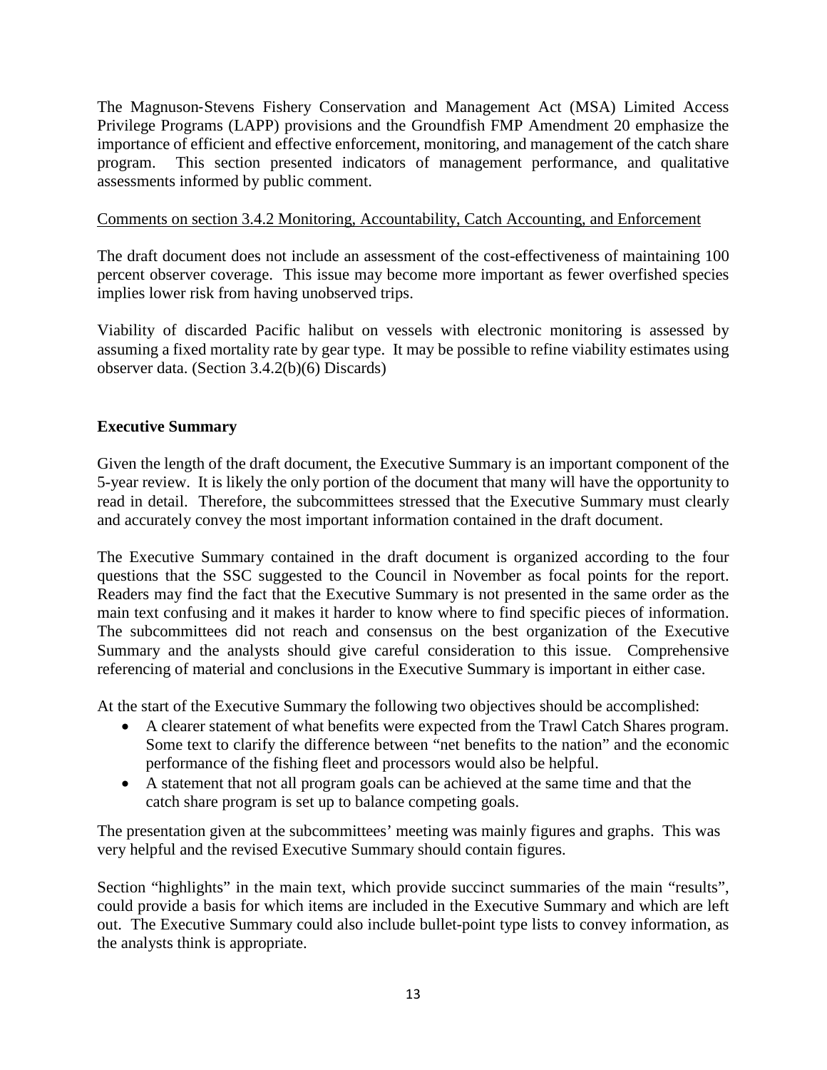The Magnuson-Stevens Fishery Conservation and Management Act (MSA) Limited Access Privilege Programs (LAPP) provisions and the Groundfish FMP Amendment 20 emphasize the importance of efficient and effective enforcement, monitoring, and management of the catch share program. This section presented indicators of management performance, and qualitative assessments informed by public comment.

<u>Comments on section 3.4.2 Monitoring, Accountability, Catch Accounting, and Enforcement</u>

The draft document does not include an assessment of the cost-effectiveness of maintaining 100 percent observer coverage. This issue may become more important as fewer overfished species implies lower risk from having unobserved trips.

Viability of discarded Pacific halibut on vessels with electronic monitoring is assessed by assuming a fixed mortality rate by gear type. It may be possible to refine viability estimates using observer data. (Section 3.4.2(b)(6) Discards)

**Executive Summary**

Given the length of the draft document, the Executive Summary is an important component of the 5-year review. It is likely the only portion of the document that many will have the opportunity to read in detail. Therefore, the subcommittees stressed that the Executive Summary must clearly and accurately convey the most important information contained in the draft document.

The Executive Summary contained in the draft document is organized according to the four questions that the SSC suggested to the Council in November as focal points for the report. Readers may find the fact that the Executive Summary is not presented in the same order as the main text confusing and it makes it harder to know where to find specific pieces of information. The subcommittees did not reach and consensus on the best organization of the Executive Summary and the analysts should give careful consideration to this issue. Comprehensive referencing of material and conclusions in the Executive Summary is important in either case.

At the start of the Executive Summary the following two objectives should be accomplished:

- A clearer statement of what benefits were expected from the Trawl Catch Shares program. Some text to clarify the difference between "net benefits to the nation" and the economic performance of the fishing fleet and processors would also be helpful.
- A statement that not all program goals can be achieved at the same time and that the catch share program is set up to balance competing goals.

The presentation given at the subcommittees' meeting was mainly figures and graphs. This was very helpful and the revised Executive Summary should contain figures.

Section "highlights" in the main text, which provide succinct summaries of the main "results", could provide a basis for which items are included in the Executive Summary and which are left out. The Executive Summary could also include bullet-point type lists to convey information, as the analysts think is appropriate.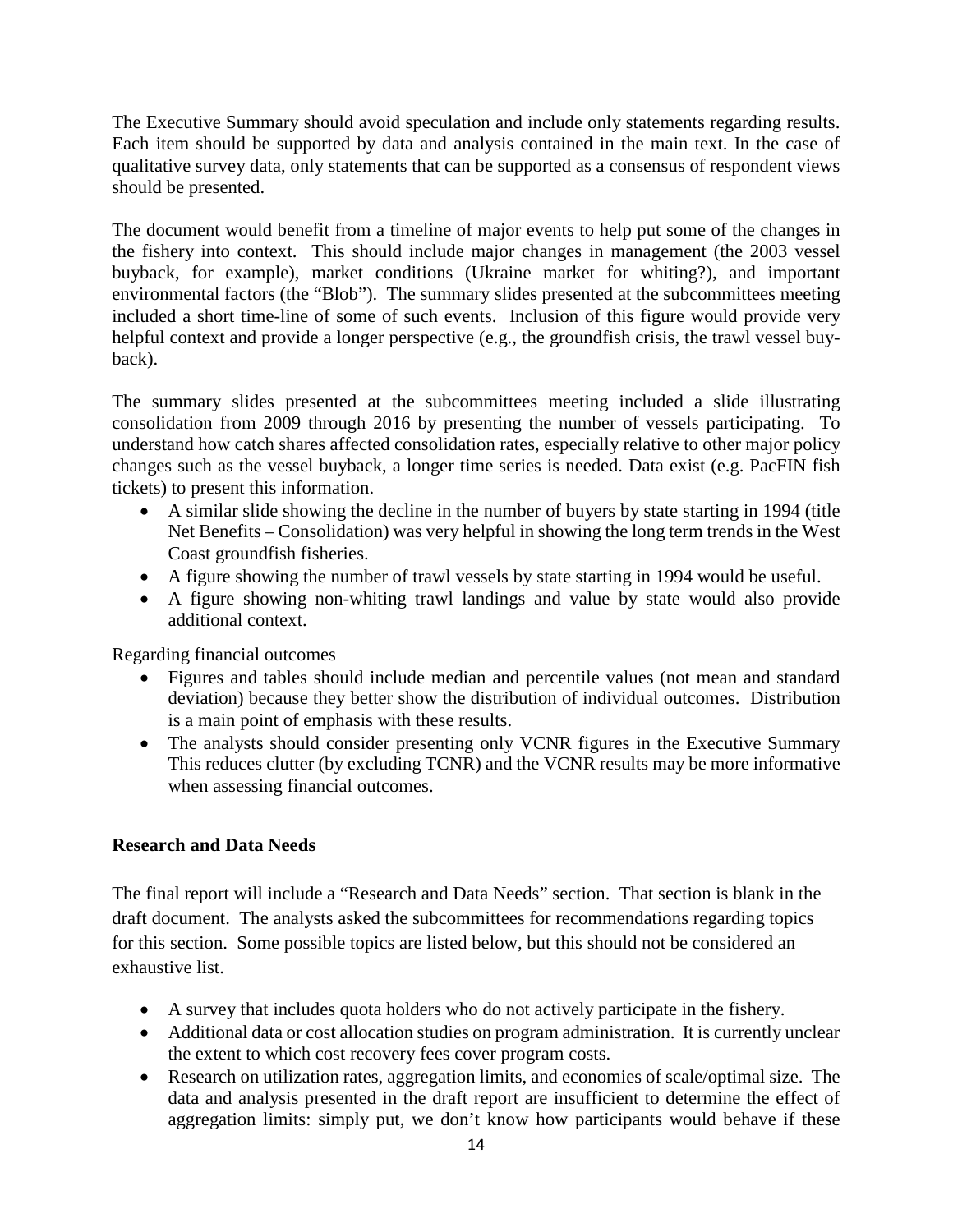The Executive Summary should avoid speculation and include only statements regarding results. Each item should be supported by data and analysis contained in the main text. In the case of qualitative survey data, only statements that can be supported as a consensus of respondent views should be presented.

The document would benefit from a timeline of major events to help put some of the changes in the fishery into context. This should include major changes in management (the 2003 vessel buyback, for example), market conditions (Ukraine market for whiting?), and important environmental factors (the "Blob"). The summary slides presented at the subcommittees meeting included a short time-line of some of such events. Inclusion of this figure would provide very helpful context and provide a longer perspective (e.g., the groundfish crisis, the trawl vessel buy-back).

The summary slides presented at the subcommittees meeting included a slide illustrating consolidation from 2009 through 2016 by presenting the number of vessels participating. To understand how catch shares affected consolidation rates, especially relative to other major policy changes such as the vessel buyback, a longer time series is needed. Data exist (e.g. PacFIN fish tickets) to present this information.

- A similar slide showing the decline in the number of buyers by state starting in 1994 (title Net Benefits – Consolidation) was very helpful in showing the long term trends in the West Coast groundfish fisheries.
- A figure showing the number of trawl vessels by state starting in 1994 would be useful.
- A figure showing non-whiting trawl landings and value by state would also provide additional context.

Regarding financial outcomes

- Figures and tables should include median and percentile values (not mean and standard deviation) because they better show the distribution of individual outcomes. Distribution is a main point of emphasis with these results.
- The analysts should consider presenting only VCNR figures in the Executive Summary This reduces clutter (by excluding TCNR) and the VCNR results may be more informative when assessing financial outcomes.

## Research and Data Needs

The final report will include a "Research and Data Needs" section. That section is blank in the draft document. The analysts asked the subcommittees for recommendations regarding topics for this section. Some possible topics are listed below, but this should not be considered an exhaustive list.

- A survey that includes quota holders who do not actively participate in the fishery.
- Additional data or cost allocation studies on program administration. It is currently unclear the extent to which cost recovery fees cover program costs.
- Research on utilization rates, aggregation limits, and economies of scale/optimal size. The data and analysis presented in the draft report are insufficient to determine the effect of aggregation limits: simply put, we don't know how participants would behave if these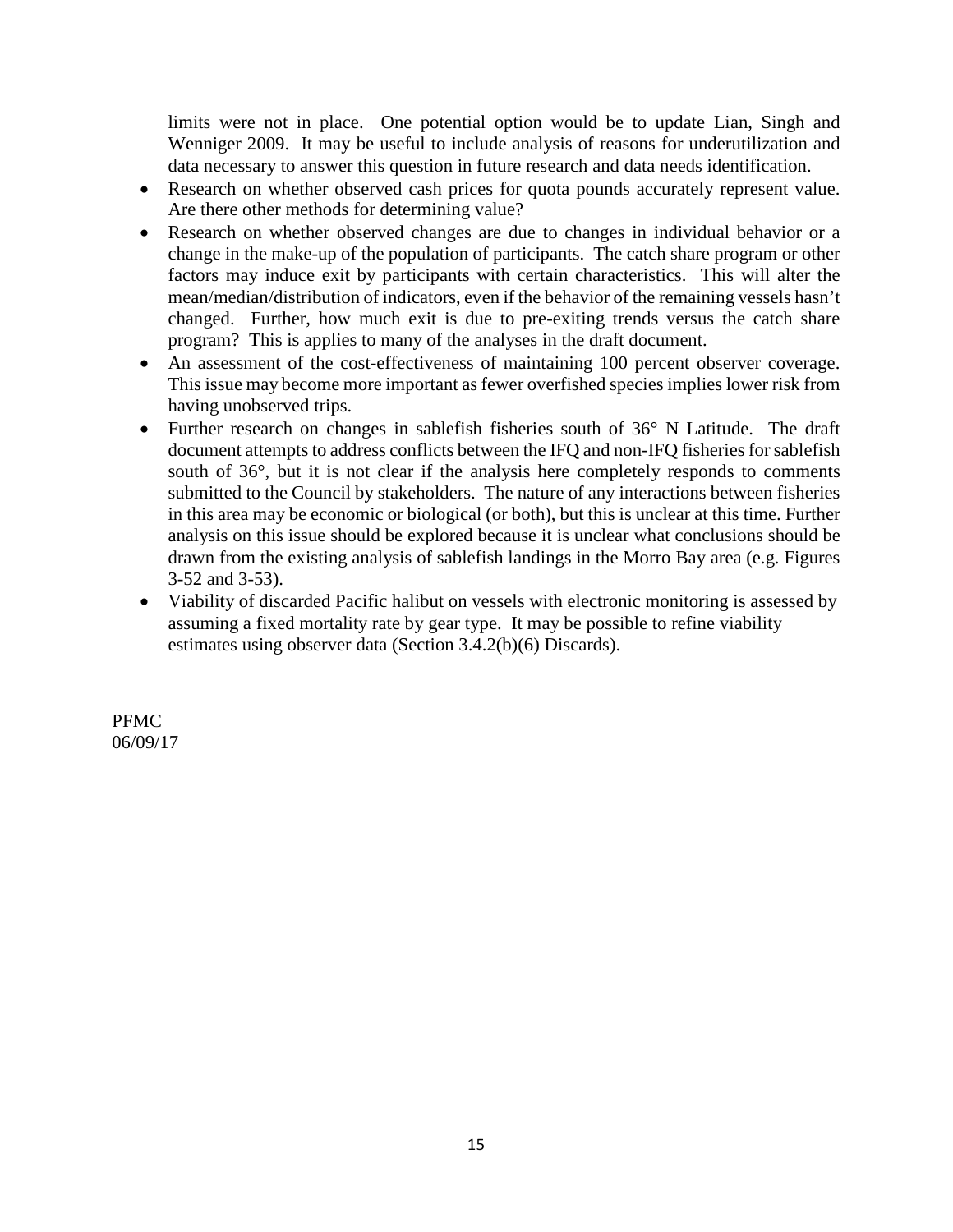limits were not in place. One potential option would be to update Lian, Singh and Wenniger 2009. It may be useful to include analysis of reasons for underutilization and data necessary to answer this question in future research and data needs identification.

- Research on whether observed cash prices for quota pounds accurately represent value. Are there other methods for determining value?
- Research on whether observed changes are due to changes in individual behavior or a change in the make-up of the population of participants. The catch share program or other factors may induce exit by participants with certain characteristics. This will alter the mean/median/distribution of indicators, even if the behavior of the remaining vessels hasn't changed. Further, how much exit is due to pre-exiting trends versus the catch share program? This is applies to many of the analyses in the draft document.
- An assessment of the cost-effectiveness of maintaining 100 percent observer coverage. This issue may become more important as fewer overfished species implies lower risk from having unobserved trips.
- Further research on changes in sablefish fisheries south of 36° N Latitude. The draft document attempts to address conflicts between the IFQ and non-IFQ fisheries for sablefish south of 36°, but it is not clear if the analysis here completely responds to comments submitted to the Council by stakeholders. The nature of any interactions between fisheries in this area may be economic or biological (or both), but this is unclear at this time. Further analysis on this issue should be explored because it is unclear what conclusions should be drawn from the existing analysis of sablefish landings in the Morro Bay area (e.g. Figures 3-52 and 3-53).
- Viability of discarded Pacific halibut on vessels with electronic monitoring is assessed by assuming a fixed mortality rate by gear type. It may be possible to refine viability estimates using observer data (Section 3.4.2(b)(6) Discards).

PFMC
06/09/17